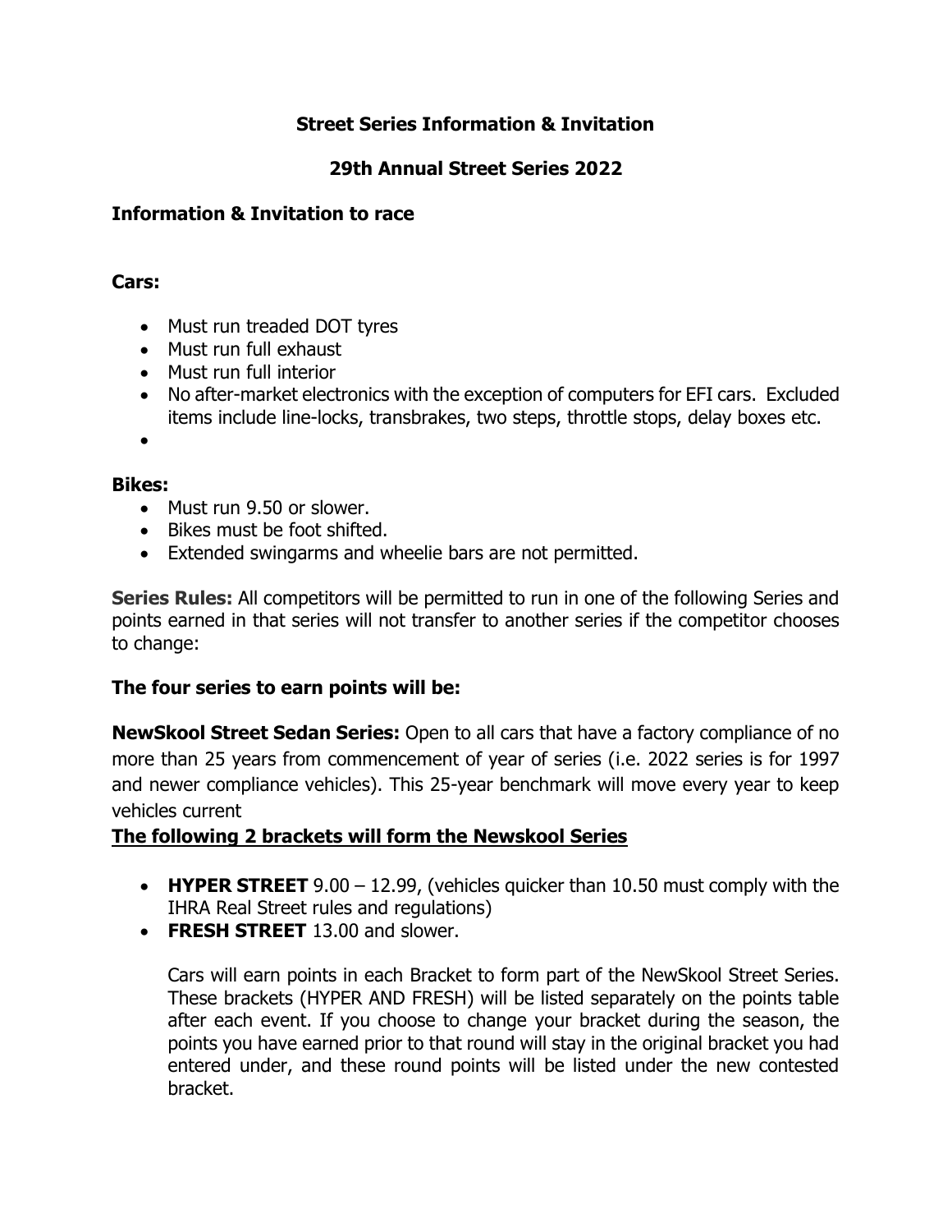**Street Series Information & Invitation**

**29th Annual Street Series 2022**

**Information & Invitation to race**

**Cars:**

- Must run treaded DOT tyres
- Must run full exhaust
- Must run full interior
- No after-market electronics with the exception of computers for EFI cars. Excluded items include line-locks, transbrakes, two steps, throttle stops, delay boxes etc.
-

**Bikes:**

- Must run 9.50 or slower.
- Bikes must be foot shifted.
- Extended swingarms and wheelie bars are not permitted.

**Series Rules:** All competitors will be permitted to run in one of the following Series and points earned in that series will not transfer to another series if the competitor chooses to change:

**The four series to earn points will be:**

**NewSkool Street Sedan Series:** Open to all cars that have a factory compliance of no more than 25 years from commencement of year of series (i.e. 2022 series is for 1997 and newer compliance vehicles). This 25-year benchmark will move every year to keep vehicles current

**The following 2 brackets will form the Newskool Series**

- **HYPER STREET** 9.00 – 12.99, (vehicles quicker than 10.50 must comply with the IHRA Real Street rules and regulations)
- **FRESH STREET** 13.00 and slower.

  Cars will earn points in each Bracket to form part of the NewSkool Street Series. These brackets (HYPER AND FRESH) will be listed separately on the points table after each event. If you choose to change your bracket during the season, the points you have earned prior to that round will stay in the original bracket you had entered under, and these round points will be listed under the new contested bracket.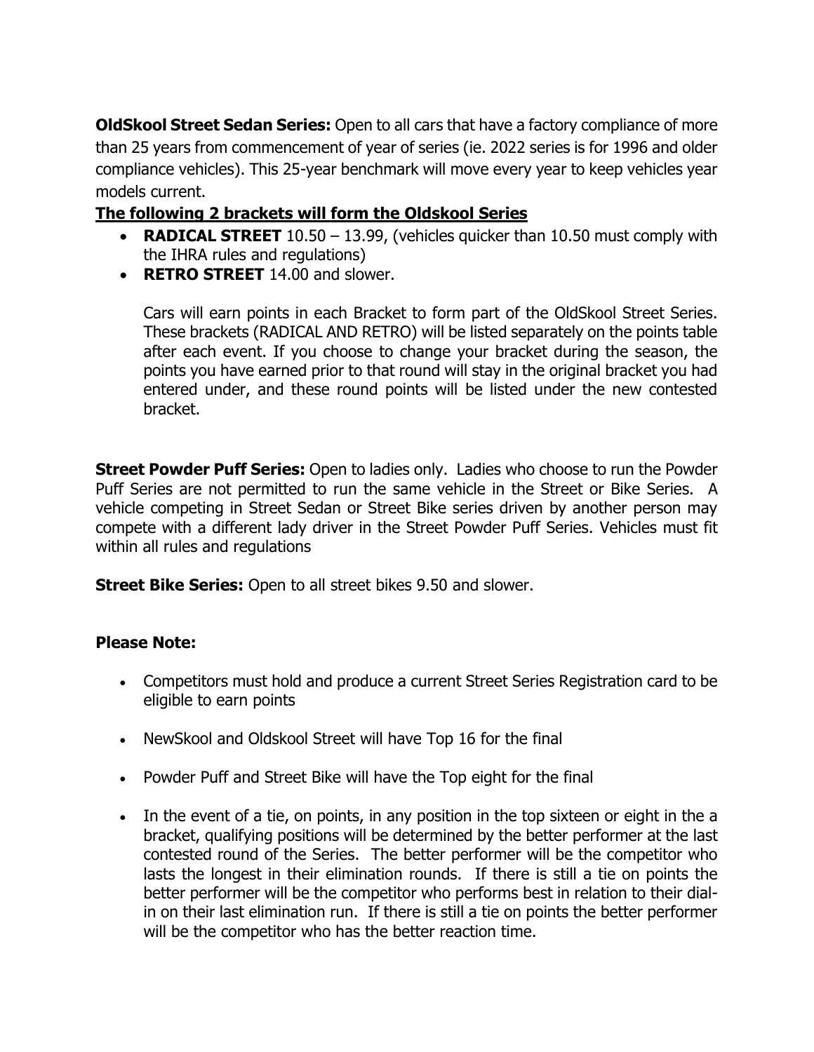**OldSkool Street Sedan Series:** Open to all cars that have a factory compliance of more than 25 years from commencement of year of series (ie. 2022 series is for 1996 and older compliance vehicles). This 25-year benchmark will move every year to keep vehicles year models current.

**The following 2 brackets will form the Oldskool Series**

- **RADICAL STREET** 10.50 – 13.99, (vehicles quicker than 10.50 must comply with the IHRA rules and regulations)
- **RETRO STREET** 14.00 and slower.

  Cars will earn points in each Bracket to form part of the OldSkool Street Series. These brackets (RADICAL AND RETRO) will be listed separately on the points table after each event. If you choose to change your bracket during the season, the points you have earned prior to that round will stay in the original bracket you had entered under, and these round points will be listed under the new contested bracket.

**Street Powder Puff Series:** Open to ladies only. Ladies who choose to run the Powder Puff Series are not permitted to run the same vehicle in the Street or Bike Series. A vehicle competing in Street Sedan or Street Bike series driven by another person may compete with a different lady driver in the Street Powder Puff Series. Vehicles must fit within all rules and regulations

**Street Bike Series:** Open to all street bikes 9.50 and slower.

**Please Note:**

- Competitors must hold and produce a current Street Series Registration card to be eligible to earn points
- NewSkool and Oldskool Street will have Top 16 for the final
- Powder Puff and Street Bike will have the Top eight for the final
- In the event of a tie, on points, in any position in the top sixteen or eight in the a bracket, qualifying positions will be determined by the better performer at the last contested round of the Series. The better performer will be the competitor who lasts the longest in their elimination rounds. If there is still a tie on points the better performer will be the competitor who performs best in relation to their dial-in on their last elimination run. If there is still a tie on points the better performer will be the competitor who has the better reaction time.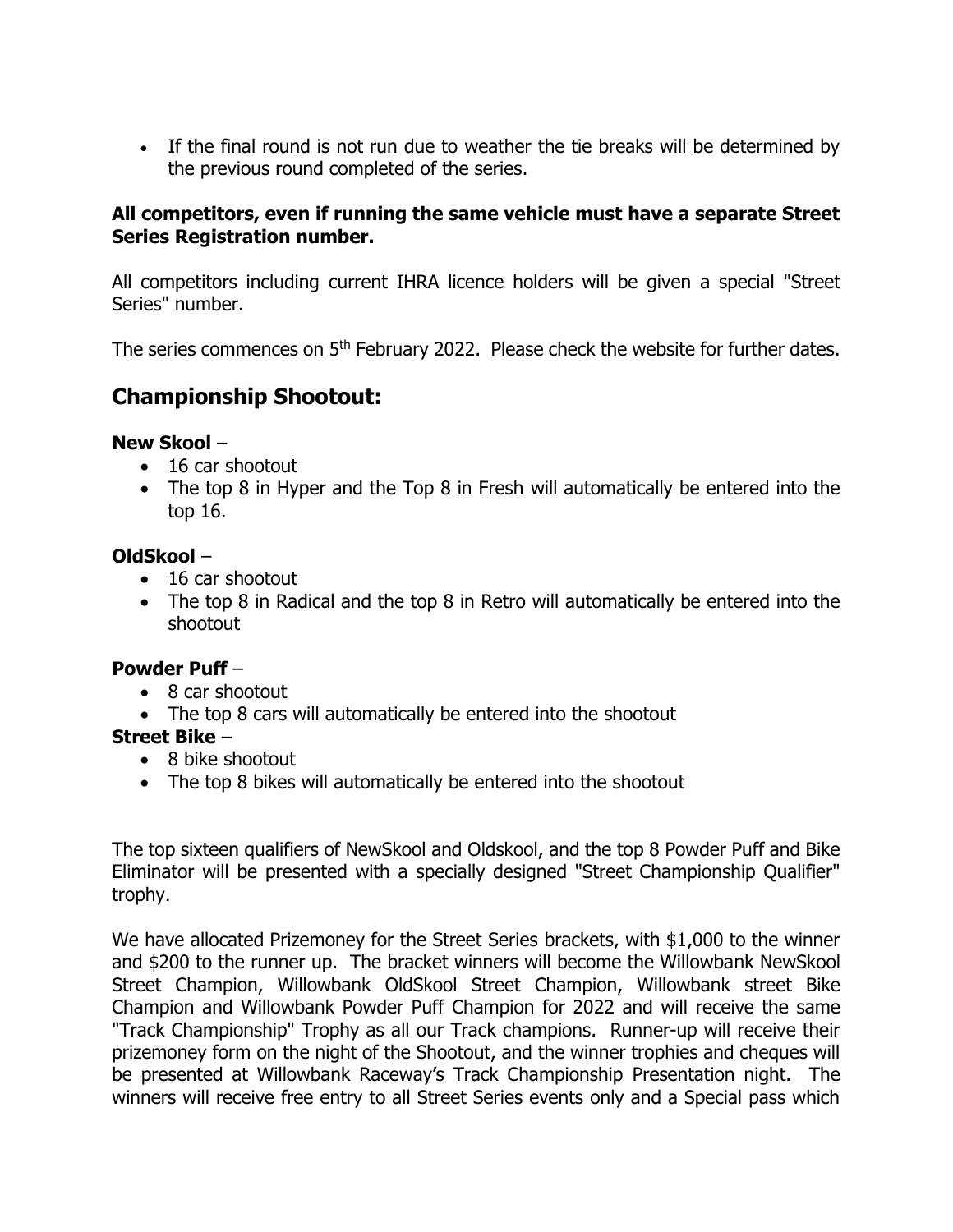- If the final round is not run due to weather the tie breaks will be determined by the previous round completed of the series.

**All competitors, even if running the same vehicle must have a separate Street Series Registration number.**

All competitors including current IHRA licence holders will be given a special "Street Series" number.

The series commences on 5th February 2022. Please check the website for further dates.

## Championship Shootout:

**New Skool** –

- 16 car shootout
- The top 8 in Hyper and the Top 8 in Fresh will automatically be entered into the top 16.

**OldSkool** –

- 16 car shootout
- The top 8 in Radical and the top 8 in Retro will automatically be entered into the shootout

**Powder Puff** –

- 8 car shootout
- The top 8 cars will automatically be entered into the shootout

**Street Bike** –

- 8 bike shootout
- The top 8 bikes will automatically be entered into the shootout

The top sixteen qualifiers of NewSkool and Oldskool, and the top 8 Powder Puff and Bike Eliminator will be presented with a specially designed "Street Championship Qualifier" trophy.

We have allocated Prizemoney for the Street Series brackets, with $1,000 to the winner and $200 to the runner up. The bracket winners will become the Willowbank NewSkool Street Champion, Willowbank OldSkool Street Champion, Willowbank street Bike Champion and Willowbank Powder Puff Champion for 2022 and will receive the same "Track Championship" Trophy as all our Track champions. Runner-up will receive their prizemoney form on the night of the Shootout, and the winner trophies and cheques will be presented at Willowbank Raceway's Track Championship Presentation night. The winners will receive free entry to all Street Series events only and a Special pass which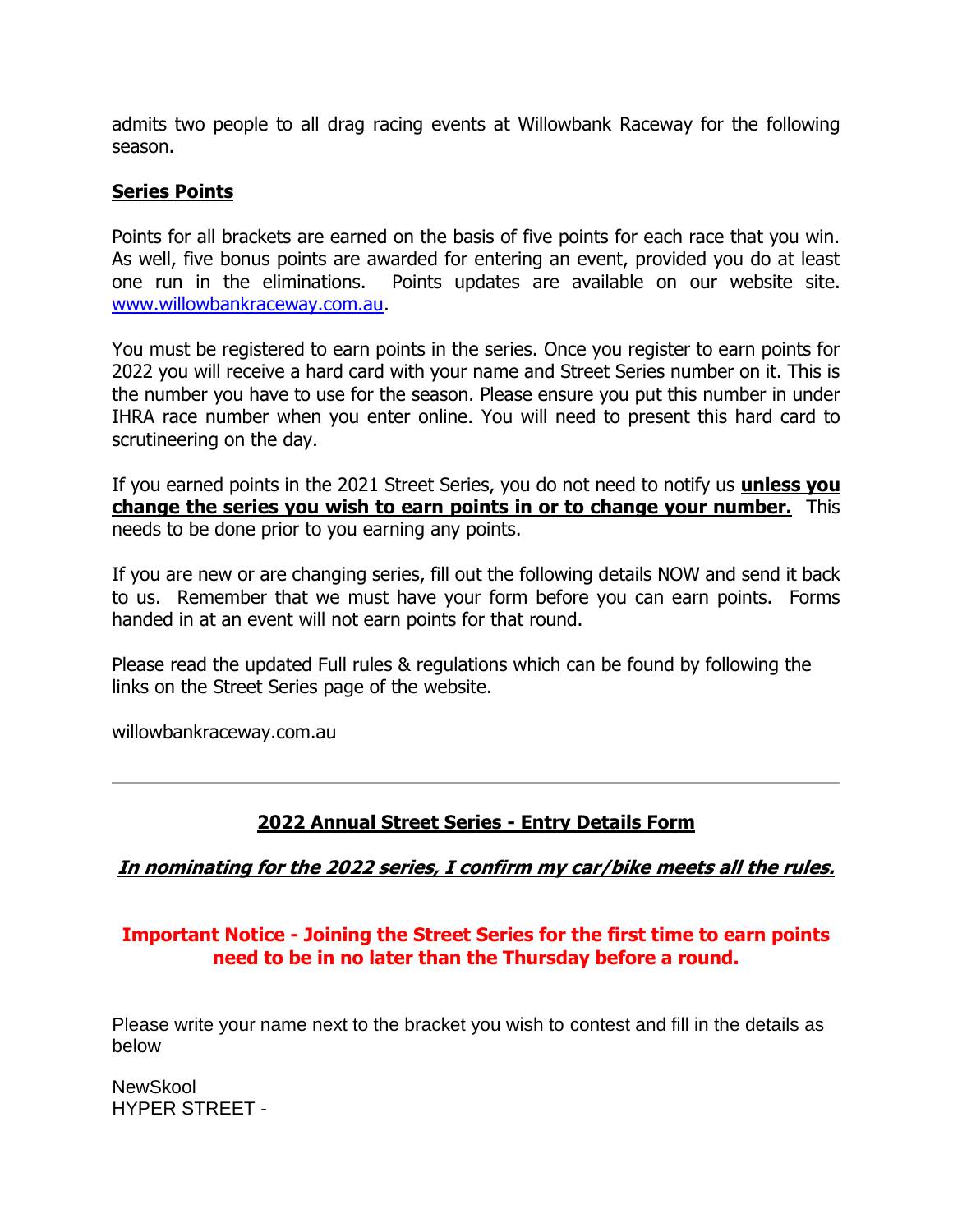admits two people to all drag racing events at Willowbank Raceway for the following season.

## **Series Points**

Points for all brackets are earned on the basis of five points for each race that you win. As well, five bonus points are awarded for entering an event, provided you do at least one run in the eliminations. Points updates are available on our website site. [www.willowbankraceway.com.au](http://www.willowbankraceway.com.au).

You must be registered to earn points in the series. Once you register to earn points for 2022 you will receive a hard card with your name and Street Series number on it. This is the number you have to use for the season. Please ensure you put this number in under IHRA race number when you enter online. You will need to present this hard card to scrutineering on the day.

If you earned points in the 2021 Street Series, you do not need to notify us **unless you change the series you wish to earn points in or to change your number.** This needs to be done prior to you earning any points.

If you are new or are changing series, fill out the following details NOW and send it back to us. Remember that we must have your form before you can earn points. Forms handed in at an event will not earn points for that round.

Please read the updated Full rules & regulations which can be found by following the links on the Street Series page of the website.

willowbankraceway.com.au

---

## **2022 Annual Street Series - Entry Details Form**

***In nominating for the 2022 series, I confirm my car/bike meets all the rules.***

**Important Notice - Joining the Street Series for the first time to earn points need to be in no later than the Thursday before a round.**

Please write your name next to the bracket you wish to contest and fill in the details as below

NewSkool
HYPER STREET -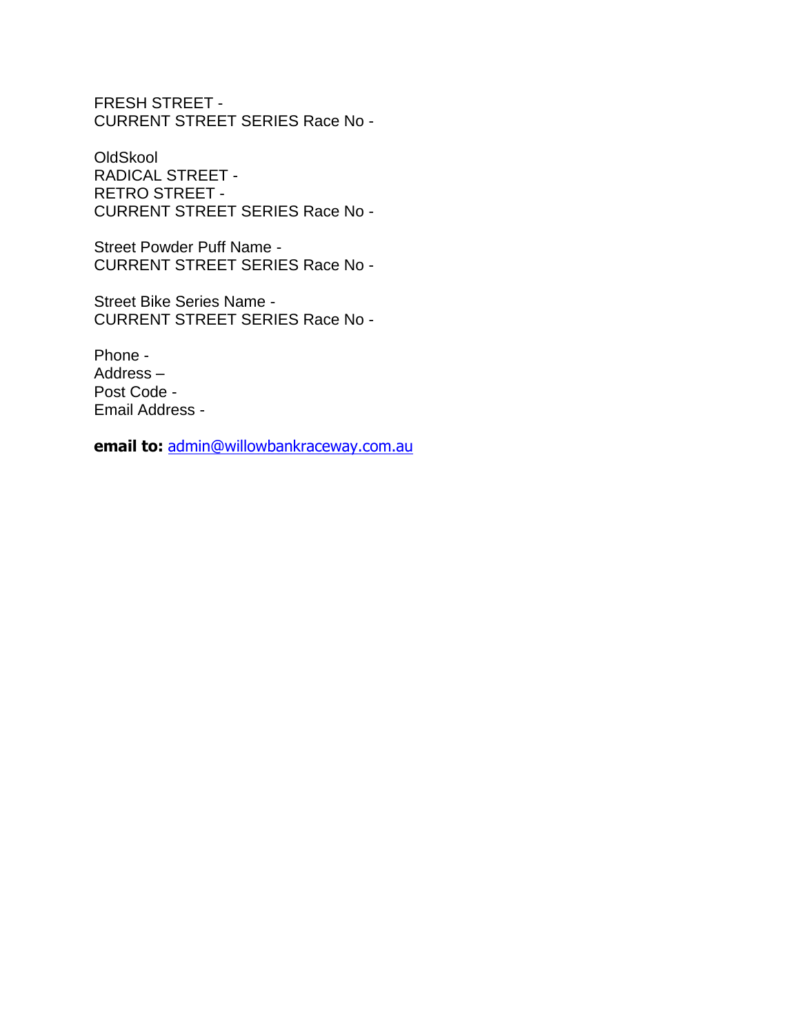FRESH STREET -
CURRENT STREET SERIES Race No -

OldSkool
RADICAL STREET -
RETRO STREET -
CURRENT STREET SERIES Race No -

Street Powder Puff Name -
CURRENT STREET SERIES Race No -

Street Bike Series Name -
CURRENT STREET SERIES Race No -

Phone -
Address –
Post Code -
Email Address -

**email to:** admin@willowbankraceway.com.au